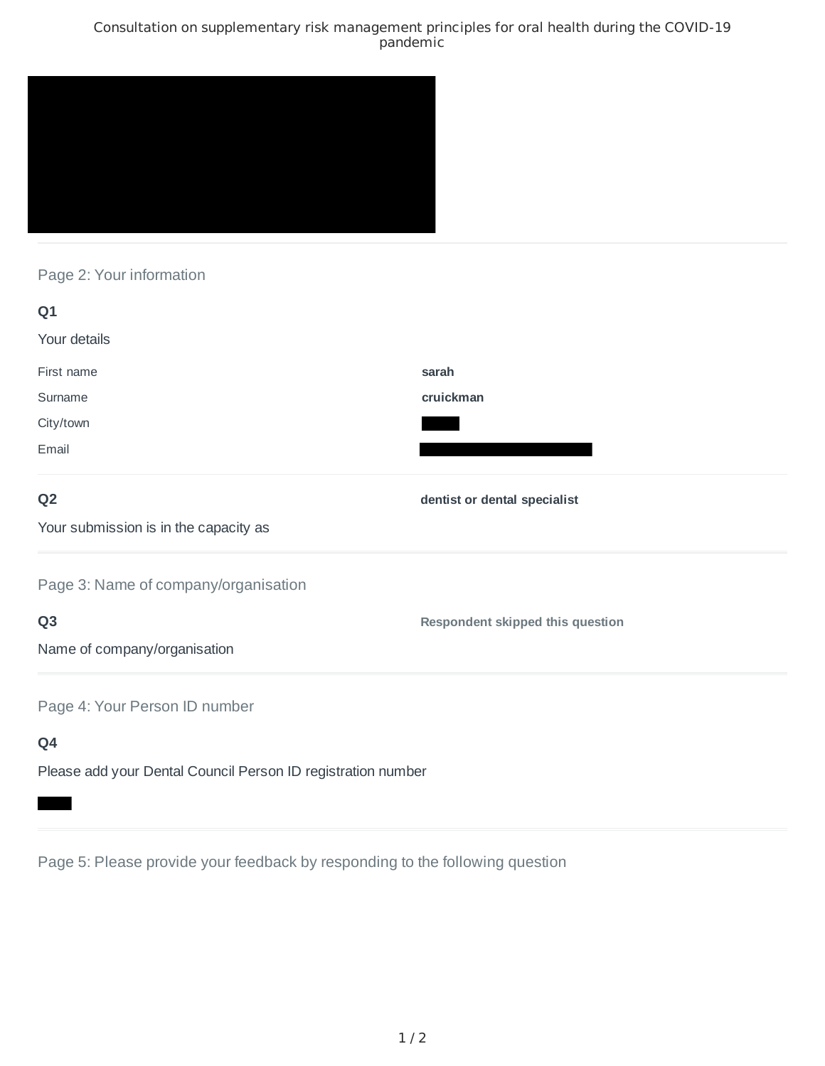# Consultation on supplementary risk management principles for oral health during the COVID-19 pandemic

## Page 2: Your information

**Q1**

Your details

| | |
|---|---|
| First name | **sarah** |
| Surname | **cruickman** |
| City/town | |
| Email | |

**Q2**

Your submission is in the capacity as

**dentist or dental specialist**

## Page 3: Name of company/organisation

**Q3**

Name of company/organisation

**Respondent skipped this question**

## Page 4: Your Person ID number

**Q4**

Please add your Dental Council Person ID registration number

## Page 5: Please provide your feedback by responding to the following question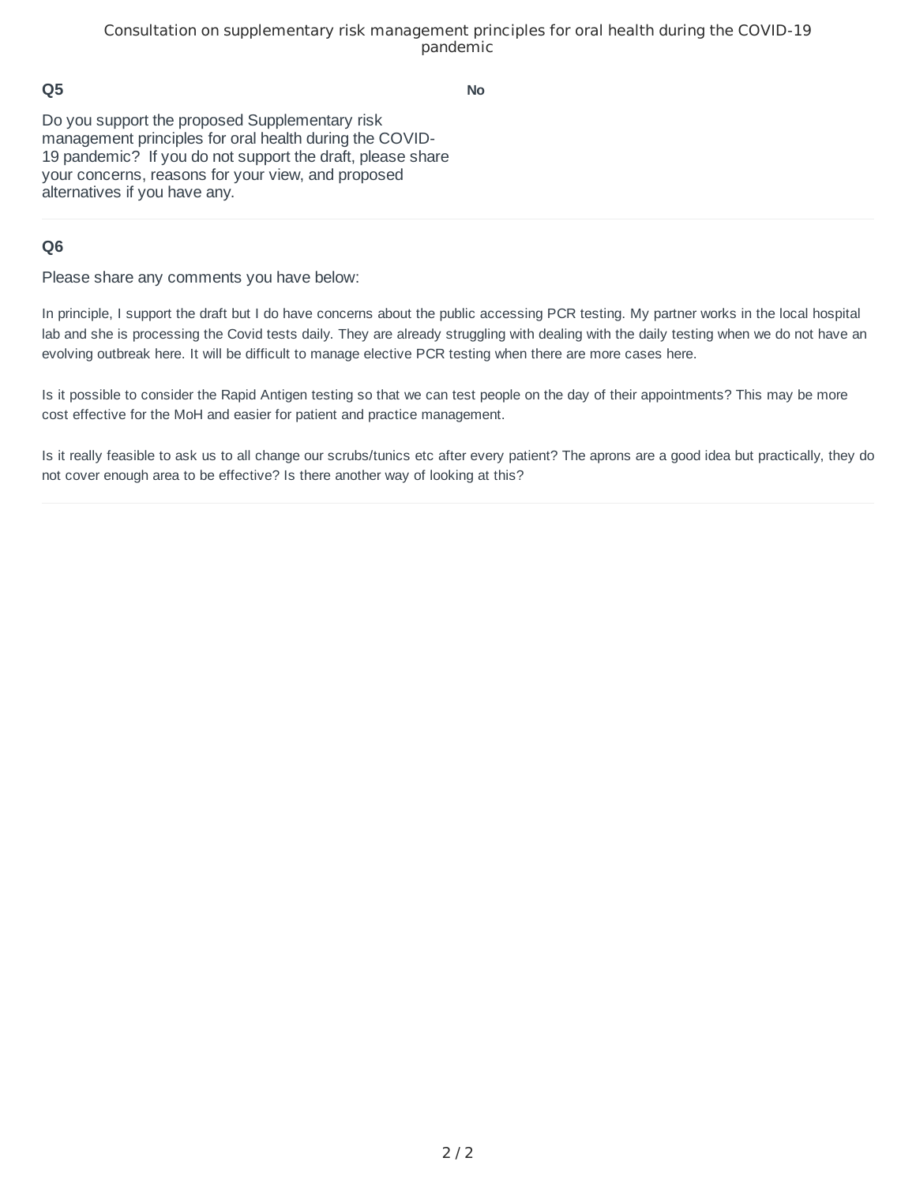### Q5

Do you support the proposed Supplementary risk management principles for oral health during the COVID-19 pandemic? If you do not support the draft, please share your concerns, reasons for your view, and proposed alternatives if you have any.

**No**

---

### Q6

Please share any comments you have below:

In principle, I support the draft but I do have concerns about the public accessing PCR testing. My partner works in the local hospital lab and she is processing the Covid tests daily. They are already struggling with dealing with the daily testing when we do not have an evolving outbreak here. It will be difficult to manage elective PCR testing when there are more cases here.

Is it possible to consider the Rapid Antigen testing so that we can test people on the day of their appointments? This may be more cost effective for the MoH and easier for patient and practice management.

Is it really feasible to ask us to all change our scrubs/tunics etc after every patient? The aprons are a good idea but practically, they do not cover enough area to be effective? Is there another way of looking at this?